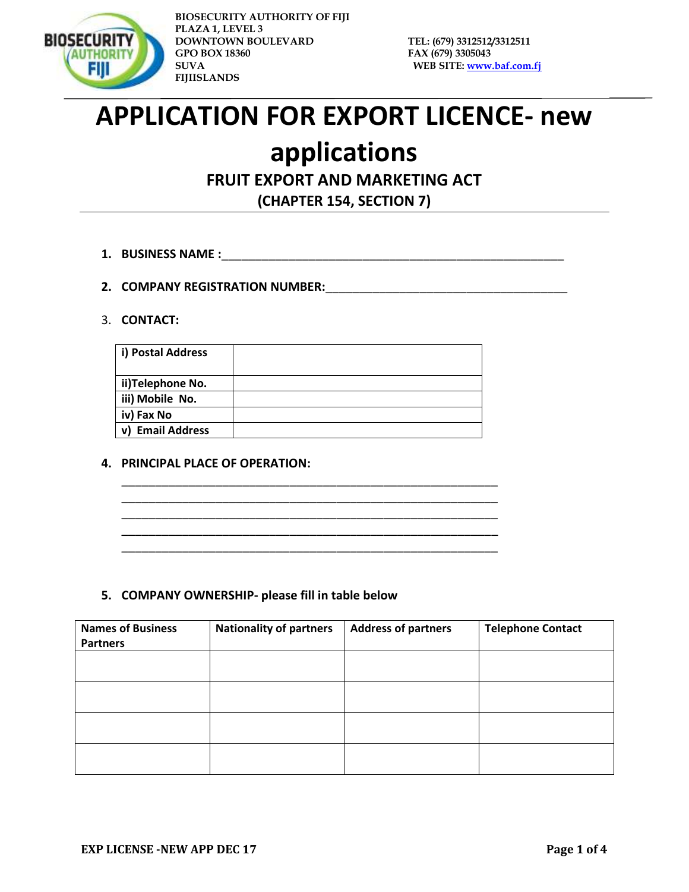BIOSECURITY AUTHORITY OF FIJI
PLAZA 1, LEVEL 3
DOWNTOWN BOULEVARD
GPO BOX 18360
SUVA
FIJIISLANDS

TEL: (679) 3312512/3312511
FAX (679) 3305043
WEB SITE: www.baf.com.fj

# APPLICATION FOR EXPORT LICENCE- new applications

## FRUIT EXPORT AND MARKETING ACT

## (CHAPTER 154, SECTION 7)

1. **BUSINESS NAME :**_______________________________________________________

2. **COMPANY REGISTRATION NUMBER:**____________________________________

3. **CONTACT:**

| i) Postal Address | |
|---|---|
| ii)Telephone No. | |
| iii) Mobile No. | |
| iv) Fax No | |
| v) Email Address | |

4. **PRINCIPAL PLACE OF OPERATION:**

_____________________________________________________________
_____________________________________________________________
_____________________________________________________________
_____________________________________________________________
_____________________________________________________________

5. **COMPANY OWNERSHIP- please fill in table below**

| Names of Business Partners | Nationality of partners | Address of partners | Telephone Contact |
|---|---|---|---|
| | | | |
| | | | |
| | | | |
| | | | |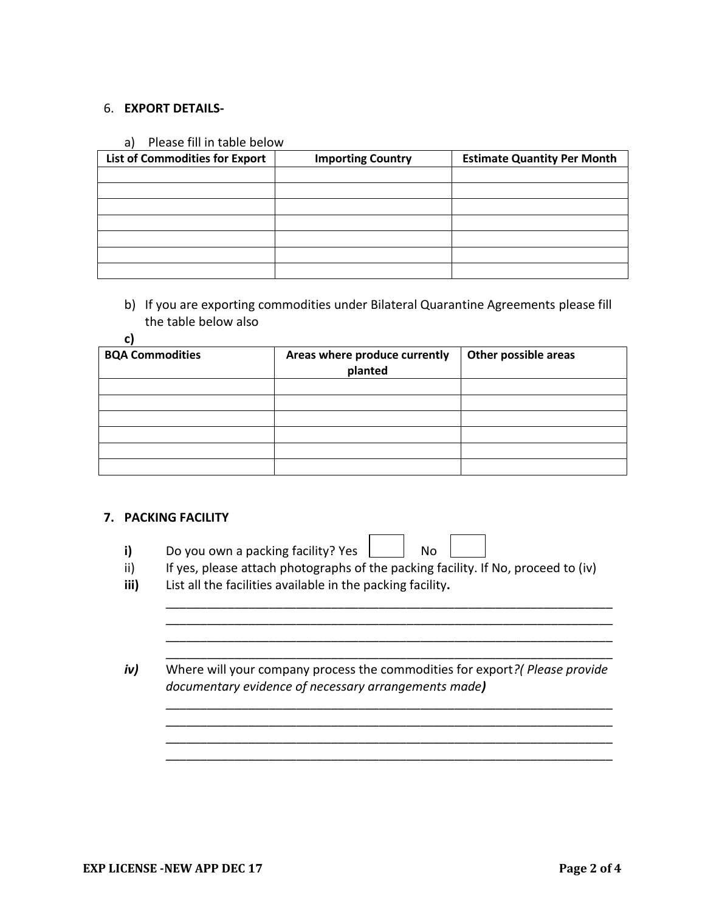6. **EXPORT DETAILS-**

a) Please fill in table below

| List of Commodities for Export | Importing Country | Estimate Quantity Per Month |
|---|---|---|
| | | |
| | | |
| | | |
| | | |
| | | |
| | | |
| | | |

b) If you are exporting commodities under Bilateral Quarantine Agreements please fill the table below also

**c)**

| BQA Commodities | Areas where produce currently planted | Other possible areas |
|---|---|---|
| | | |
| | | |
| | | |
| | | |
| | | |
| | | |

**7. PACKING FACILITY**

**i)** Do you own a packing facility? Yes ☐ No ☐

ii) If yes, please attach photographs of the packing facility. If No, proceed to (iv)

**iii)** List all the facilities available in the packing facility**.**

_____________________________________________________________________
_____________________________________________________________________
_____________________________________________________________________
_____________________________________________________________________

***iv)*** Where will your company process the commodities for export*?( Please provide documentary evidence of necessary arrangements made**)***

_____________________________________________________________________
_____________________________________________________________________
_____________________________________________________________________
_____________________________________________________________________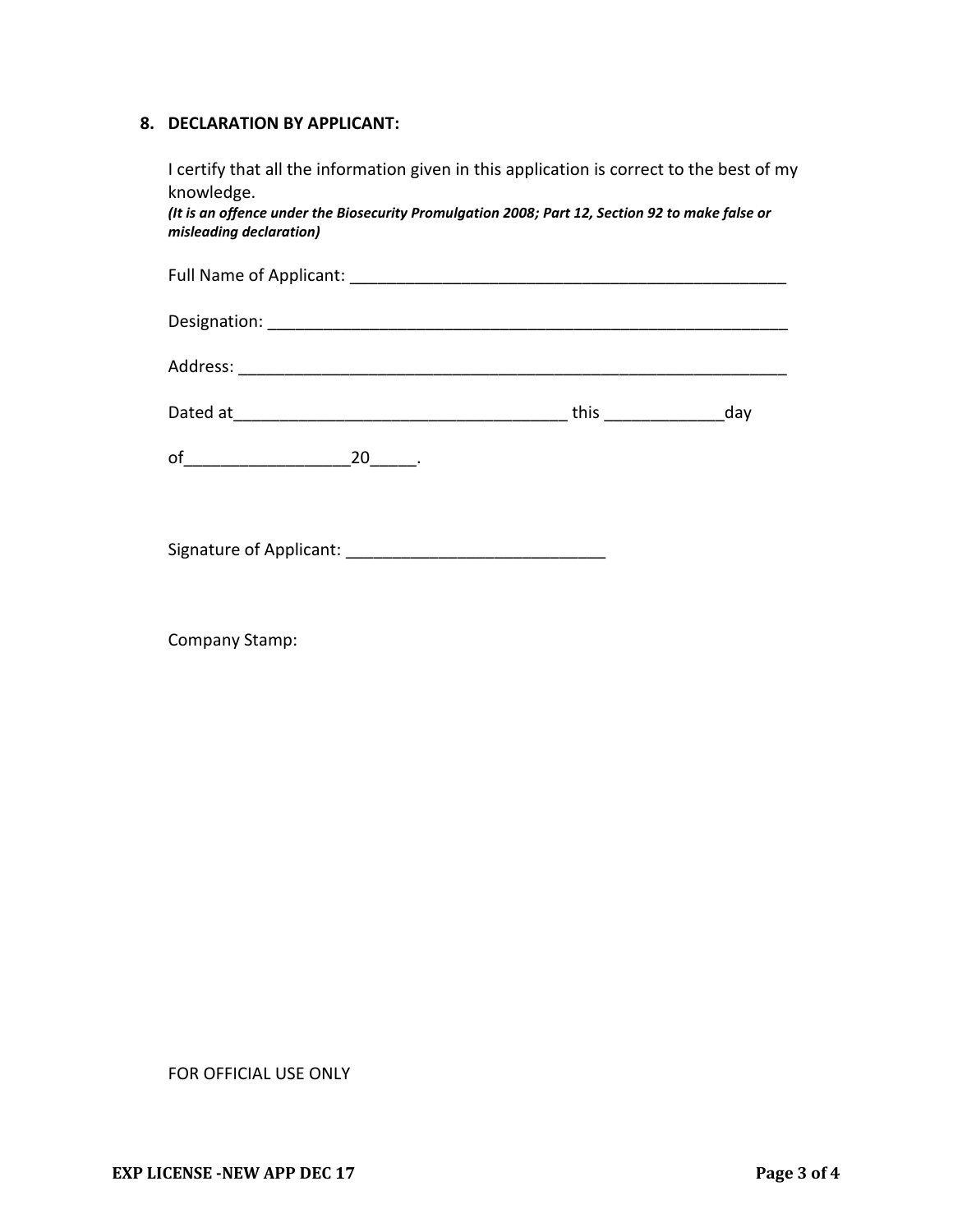## 8. DECLARATION BY APPLICANT:

I certify that all the information given in this application is correct to the best of my knowledge.

***(It is an offence under the Biosecurity Promulgation 2008; Part 12, Section 92 to make false or misleading declaration)***

Full Name of Applicant: _______________________________________________

Designation: _______________________________________________________

Address: __________________________________________________________

Dated at___________________________________ this ____________day

of________________20_____.

Signature of Applicant: ___________________________

Company Stamp:

FOR OFFICIAL USE ONLY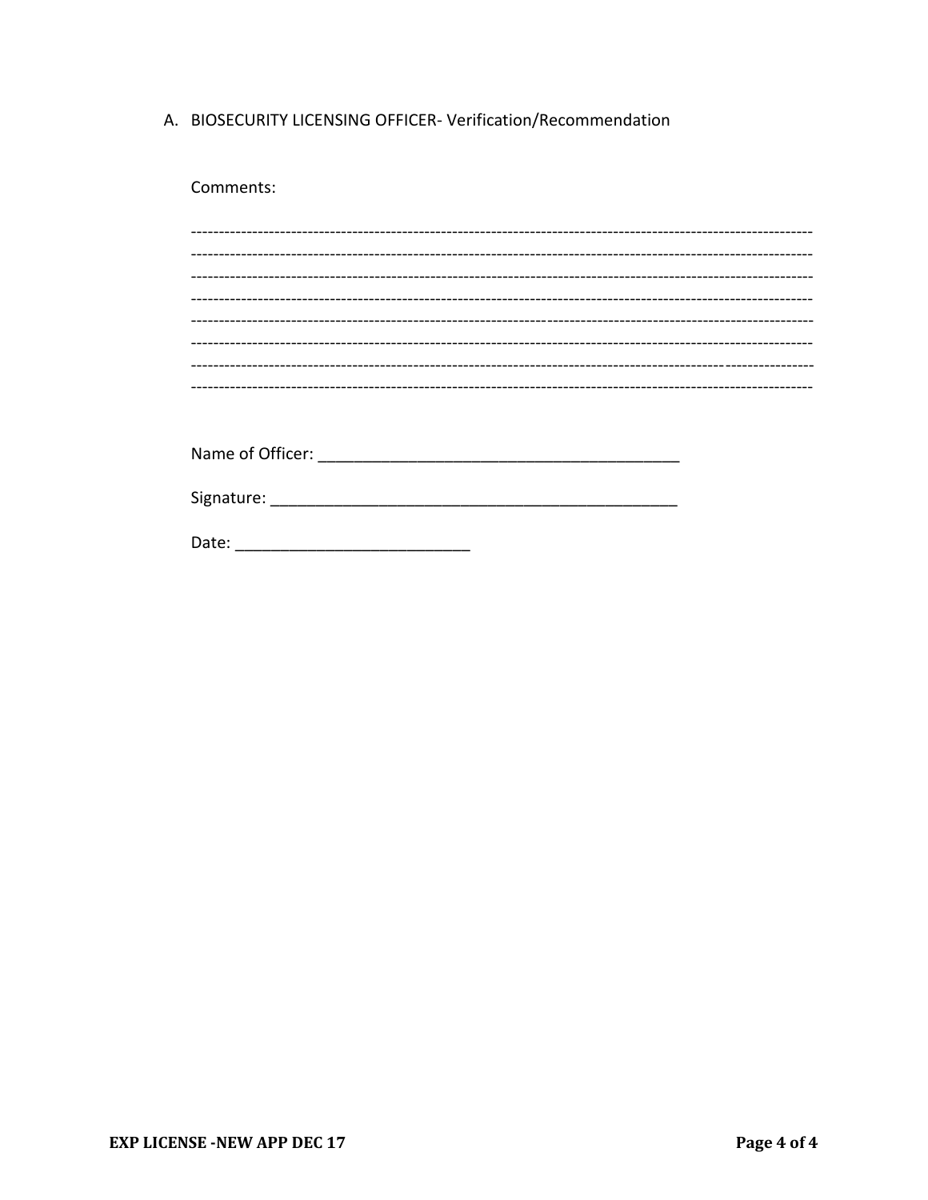A. BIOSECURITY LICENSING OFFICER- Verification/Recommendation

Comments:

------------------------------------------------------------------------------------------------------------
------------------------------------------------------------------------------------------------------------
------------------------------------------------------------------------------------------------------------
------------------------------------------------------------------------------------------------------------
------------------------------------------------------------------------------------------------------------
------------------------------------------------------------------------------------------------------------
------------------------------------------------------------------------------------------------------------
------------------------------------------------------------------------------------------------------------

Name of Officer: __________________________________________

Signature: ________________________________________________

Date: ____________________________